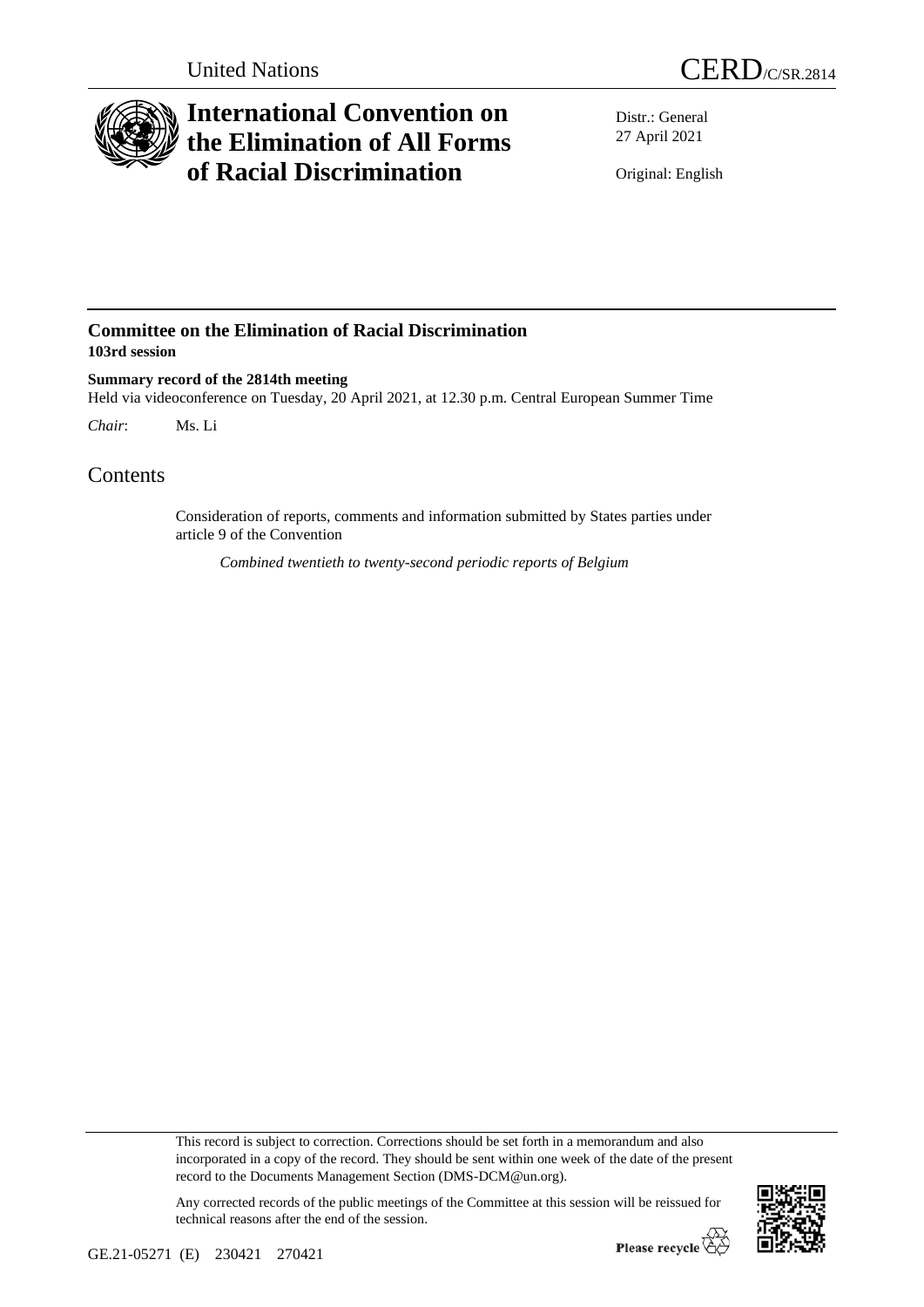United Nations

CERD/C/SR.2814

# International Convention on the Elimination of All Forms of Racial Discrimination

Distr.: General
27 April 2021

Original: English

## Committee on the Elimination of Racial Discrimination

**103rd session**

**Summary record of the 2814th meeting**

Held via videoconference on Tuesday, 20 April 2021, at 12.30 p.m. Central European Summer Time

*Chair*: Ms. Li

# Contents

Consideration of reports, comments and information submitted by States parties under article 9 of the Convention

*Combined twentieth to twenty-second periodic reports of Belgium*

This record is subject to correction. Corrections should be set forth in a memorandum and also incorporated in a copy of the record. They should be sent within one week of the date of the present record to the Documents Management Section (DMS-DCM@un.org).

Any corrected records of the public meetings of the Committee at this session will be reissued for technical reasons after the end of the session.

GE.21-05271 (E) 230421 270421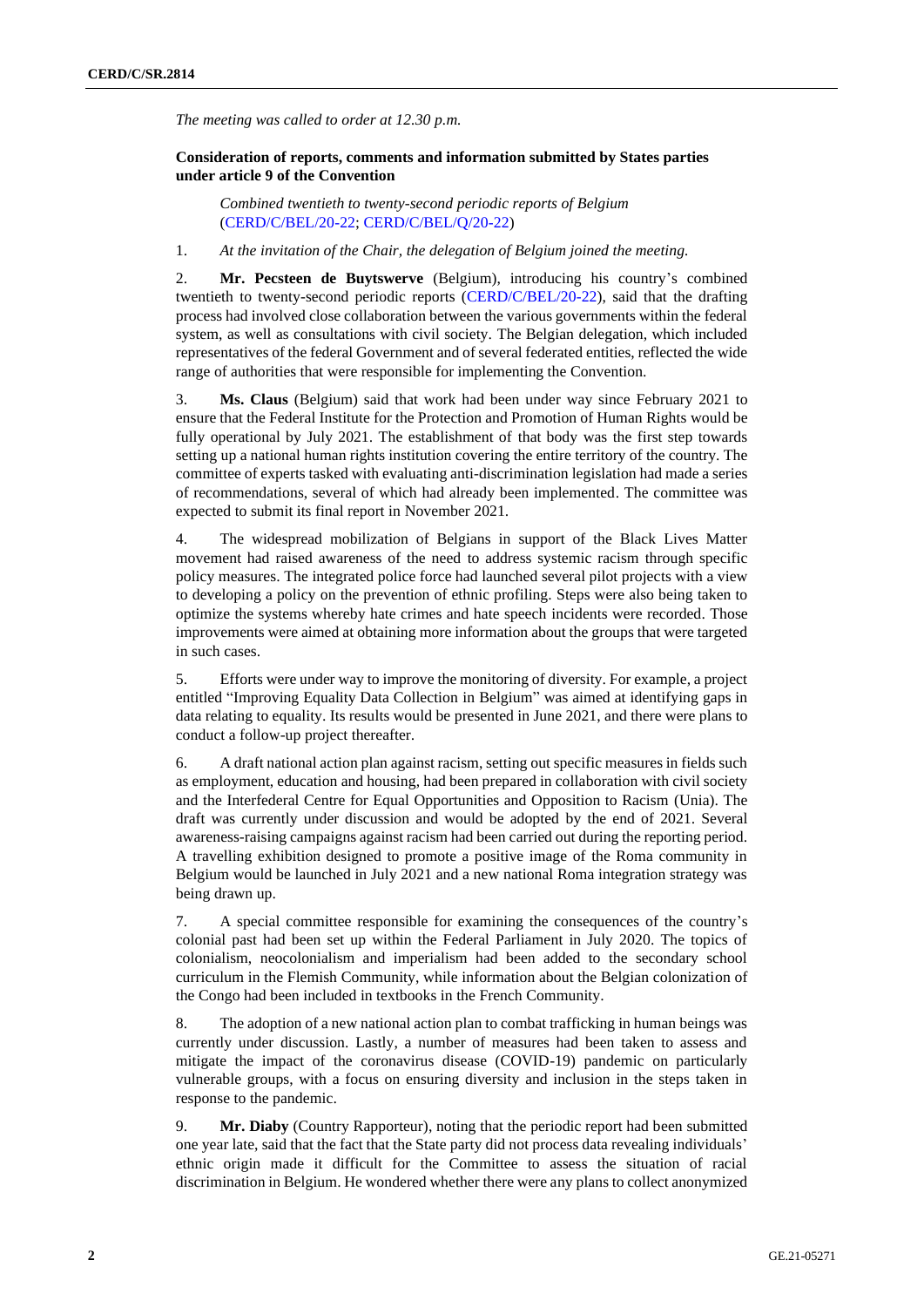*The meeting was called to order at 12.30 p.m.*

**Consideration of reports, comments and information submitted by States parties under article 9 of the Convention**

*Combined twentieth to twenty-second periodic reports of Belgium* (CERD/C/BEL/20-22; CERD/C/BEL/Q/20-22)

1. *At the invitation of the Chair, the delegation of Belgium joined the meeting.*

2. **Mr. Pecsteen de Buytswerve** (Belgium), introducing his country's combined twentieth to twenty-second periodic reports (CERD/C/BEL/20-22), said that the drafting process had involved close collaboration between the various governments within the federal system, as well as consultations with civil society. The Belgian delegation, which included representatives of the federal Government and of several federated entities, reflected the wide range of authorities that were responsible for implementing the Convention.

3. **Ms. Claus** (Belgium) said that work had been under way since February 2021 to ensure that the Federal Institute for the Protection and Promotion of Human Rights would be fully operational by July 2021. The establishment of that body was the first step towards setting up a national human rights institution covering the entire territory of the country. The committee of experts tasked with evaluating anti-discrimination legislation had made a series of recommendations, several of which had already been implemented. The committee was expected to submit its final report in November 2021.

4. The widespread mobilization of Belgians in support of the Black Lives Matter movement had raised awareness of the need to address systemic racism through specific policy measures. The integrated police force had launched several pilot projects with a view to developing a policy on the prevention of ethnic profiling. Steps were also being taken to optimize the systems whereby hate crimes and hate speech incidents were recorded. Those improvements were aimed at obtaining more information about the groups that were targeted in such cases.

5. Efforts were under way to improve the monitoring of diversity. For example, a project entitled "Improving Equality Data Collection in Belgium" was aimed at identifying gaps in data relating to equality. Its results would be presented in June 2021, and there were plans to conduct a follow-up project thereafter.

6. A draft national action plan against racism, setting out specific measures in fields such as employment, education and housing, had been prepared in collaboration with civil society and the Interfederal Centre for Equal Opportunities and Opposition to Racism (Unia). The draft was currently under discussion and would be adopted by the end of 2021. Several awareness-raising campaigns against racism had been carried out during the reporting period. A travelling exhibition designed to promote a positive image of the Roma community in Belgium would be launched in July 2021 and a new national Roma integration strategy was being drawn up.

7. A special committee responsible for examining the consequences of the country's colonial past had been set up within the Federal Parliament in July 2020. The topics of colonialism, neocolonialism and imperialism had been added to the secondary school curriculum in the Flemish Community, while information about the Belgian colonization of the Congo had been included in textbooks in the French Community.

8. The adoption of a new national action plan to combat trafficking in human beings was currently under discussion. Lastly, a number of measures had been taken to assess and mitigate the impact of the coronavirus disease (COVID-19) pandemic on particularly vulnerable groups, with a focus on ensuring diversity and inclusion in the steps taken in response to the pandemic.

9. **Mr. Diaby** (Country Rapporteur), noting that the periodic report had been submitted one year late, said that the fact that the State party did not process data revealing individuals' ethnic origin made it difficult for the Committee to assess the situation of racial discrimination in Belgium. He wondered whether there were any plans to collect anonymized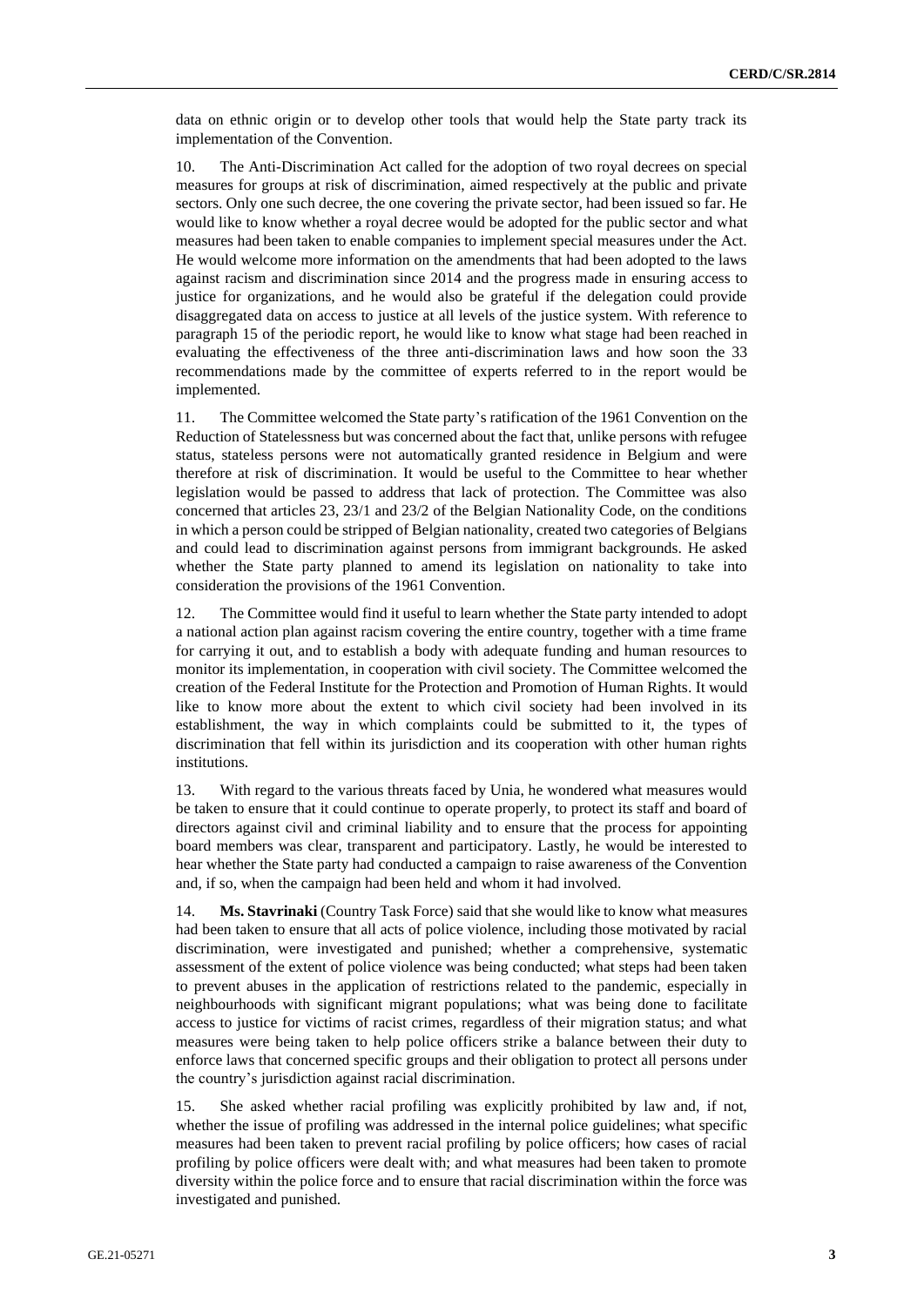data on ethnic origin or to develop other tools that would help the State party track its implementation of the Convention.

10. The Anti-Discrimination Act called for the adoption of two royal decrees on special measures for groups at risk of discrimination, aimed respectively at the public and private sectors. Only one such decree, the one covering the private sector, had been issued so far. He would like to know whether a royal decree would be adopted for the public sector and what measures had been taken to enable companies to implement special measures under the Act. He would welcome more information on the amendments that had been adopted to the laws against racism and discrimination since 2014 and the progress made in ensuring access to justice for organizations, and he would also be grateful if the delegation could provide disaggregated data on access to justice at all levels of the justice system. With reference to paragraph 15 of the periodic report, he would like to know what stage had been reached in evaluating the effectiveness of the three anti-discrimination laws and how soon the 33 recommendations made by the committee of experts referred to in the report would be implemented.

11. The Committee welcomed the State party's ratification of the 1961 Convention on the Reduction of Statelessness but was concerned about the fact that, unlike persons with refugee status, stateless persons were not automatically granted residence in Belgium and were therefore at risk of discrimination. It would be useful to the Committee to hear whether legislation would be passed to address that lack of protection. The Committee was also concerned that articles 23, 23/1 and 23/2 of the Belgian Nationality Code, on the conditions in which a person could be stripped of Belgian nationality, created two categories of Belgians and could lead to discrimination against persons from immigrant backgrounds. He asked whether the State party planned to amend its legislation on nationality to take into consideration the provisions of the 1961 Convention.

12. The Committee would find it useful to learn whether the State party intended to adopt a national action plan against racism covering the entire country, together with a time frame for carrying it out, and to establish a body with adequate funding and human resources to monitor its implementation, in cooperation with civil society. The Committee welcomed the creation of the Federal Institute for the Protection and Promotion of Human Rights. It would like to know more about the extent to which civil society had been involved in its establishment, the way in which complaints could be submitted to it, the types of discrimination that fell within its jurisdiction and its cooperation with other human rights institutions.

13. With regard to the various threats faced by Unia, he wondered what measures would be taken to ensure that it could continue to operate properly, to protect its staff and board of directors against civil and criminal liability and to ensure that the process for appointing board members was clear, transparent and participatory. Lastly, he would be interested to hear whether the State party had conducted a campaign to raise awareness of the Convention and, if so, when the campaign had been held and whom it had involved.

14. **Ms. Stavrinaki** (Country Task Force) said that she would like to know what measures had been taken to ensure that all acts of police violence, including those motivated by racial discrimination, were investigated and punished; whether a comprehensive, systematic assessment of the extent of police violence was being conducted; what steps had been taken to prevent abuses in the application of restrictions related to the pandemic, especially in neighbourhoods with significant migrant populations; what was being done to facilitate access to justice for victims of racist crimes, regardless of their migration status; and what measures were being taken to help police officers strike a balance between their duty to enforce laws that concerned specific groups and their obligation to protect all persons under the country's jurisdiction against racial discrimination.

15. She asked whether racial profiling was explicitly prohibited by law and, if not, whether the issue of profiling was addressed in the internal police guidelines; what specific measures had been taken to prevent racial profiling by police officers; how cases of racial profiling by police officers were dealt with; and what measures had been taken to promote diversity within the police force and to ensure that racial discrimination within the force was investigated and punished.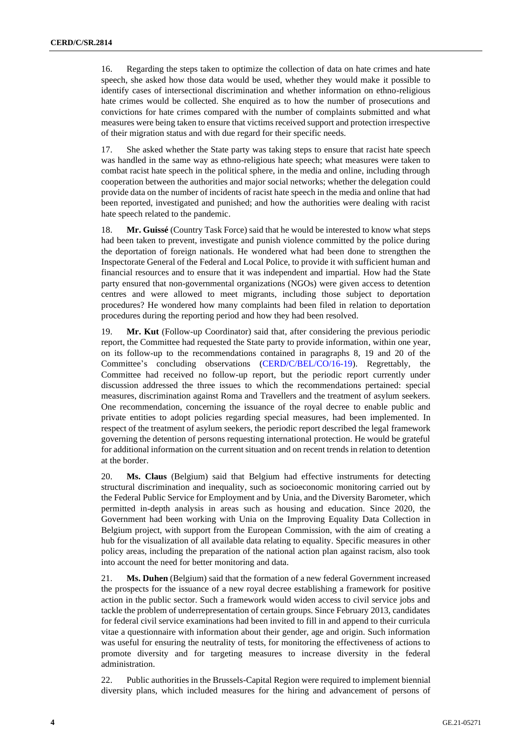16. Regarding the steps taken to optimize the collection of data on hate crimes and hate speech, she asked how those data would be used, whether they would make it possible to identify cases of intersectional discrimination and whether information on ethno-religious hate crimes would be collected. She enquired as to how the number of prosecutions and convictions for hate crimes compared with the number of complaints submitted and what measures were being taken to ensure that victims received support and protection irrespective of their migration status and with due regard for their specific needs.

17. She asked whether the State party was taking steps to ensure that racist hate speech was handled in the same way as ethno-religious hate speech; what measures were taken to combat racist hate speech in the political sphere, in the media and online, including through cooperation between the authorities and major social networks; whether the delegation could provide data on the number of incidents of racist hate speech in the media and online that had been reported, investigated and punished; and how the authorities were dealing with racist hate speech related to the pandemic.

18. **Mr. Guissé** (Country Task Force) said that he would be interested to know what steps had been taken to prevent, investigate and punish violence committed by the police during the deportation of foreign nationals. He wondered what had been done to strengthen the Inspectorate General of the Federal and Local Police, to provide it with sufficient human and financial resources and to ensure that it was independent and impartial. How had the State party ensured that non-governmental organizations (NGOs) were given access to detention centres and were allowed to meet migrants, including those subject to deportation procedures? He wondered how many complaints had been filed in relation to deportation procedures during the reporting period and how they had been resolved.

19. **Mr. Kut** (Follow-up Coordinator) said that, after considering the previous periodic report, the Committee had requested the State party to provide information, within one year, on its follow-up to the recommendations contained in paragraphs 8, 19 and 20 of the Committee's concluding observations (CERD/C/BEL/CO/16-19). Regrettably, the Committee had received no follow-up report, but the periodic report currently under discussion addressed the three issues to which the recommendations pertained: special measures, discrimination against Roma and Travellers and the treatment of asylum seekers. One recommendation, concerning the issuance of the royal decree to enable public and private entities to adopt policies regarding special measures, had been implemented. In respect of the treatment of asylum seekers, the periodic report described the legal framework governing the detention of persons requesting international protection. He would be grateful for additional information on the current situation and on recent trends in relation to detention at the border.

20. **Ms. Claus** (Belgium) said that Belgium had effective instruments for detecting structural discrimination and inequality, such as socioeconomic monitoring carried out by the Federal Public Service for Employment and by Unia, and the Diversity Barometer, which permitted in-depth analysis in areas such as housing and education. Since 2020, the Government had been working with Unia on the Improving Equality Data Collection in Belgium project, with support from the European Commission, with the aim of creating a hub for the visualization of all available data relating to equality. Specific measures in other policy areas, including the preparation of the national action plan against racism, also took into account the need for better monitoring and data.

21. **Ms. Duhen** (Belgium) said that the formation of a new federal Government increased the prospects for the issuance of a new royal decree establishing a framework for positive action in the public sector. Such a framework would widen access to civil service jobs and tackle the problem of underrepresentation of certain groups. Since February 2013, candidates for federal civil service examinations had been invited to fill in and append to their curricula vitae a questionnaire with information about their gender, age and origin. Such information was useful for ensuring the neutrality of tests, for monitoring the effectiveness of actions to promote diversity and for targeting measures to increase diversity in the federal administration.

22. Public authorities in the Brussels-Capital Region were required to implement biennial diversity plans, which included measures for the hiring and advancement of persons of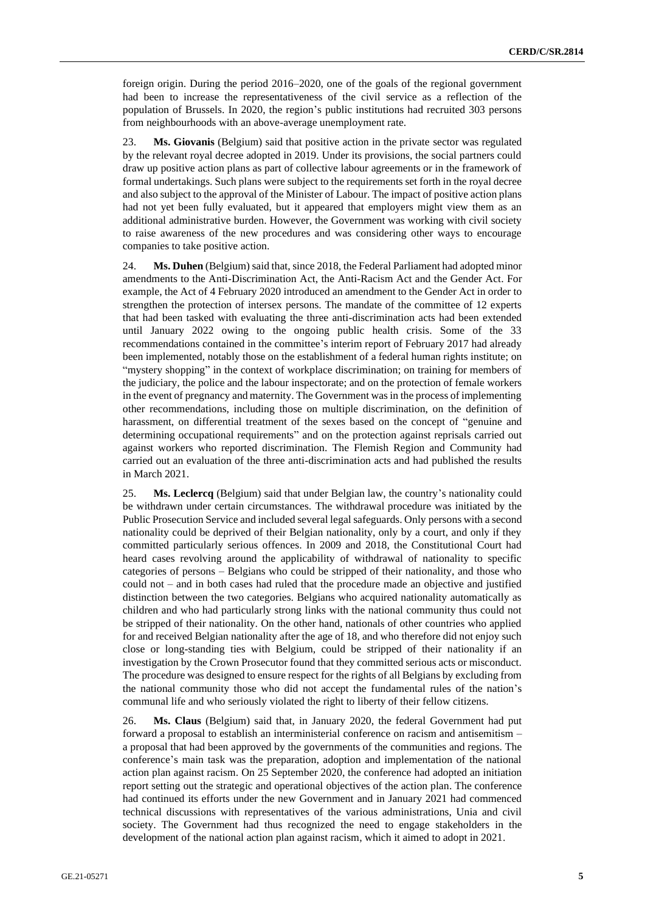foreign origin. During the period 2016–2020, one of the goals of the regional government had been to increase the representativeness of the civil service as a reflection of the population of Brussels. In 2020, the region's public institutions had recruited 303 persons from neighbourhoods with an above-average unemployment rate.

23. **Ms. Giovanis** (Belgium) said that positive action in the private sector was regulated by the relevant royal decree adopted in 2019. Under its provisions, the social partners could draw up positive action plans as part of collective labour agreements or in the framework of formal undertakings. Such plans were subject to the requirements set forth in the royal decree and also subject to the approval of the Minister of Labour. The impact of positive action plans had not yet been fully evaluated, but it appeared that employers might view them as an additional administrative burden. However, the Government was working with civil society to raise awareness of the new procedures and was considering other ways to encourage companies to take positive action.

24. **Ms. Duhen** (Belgium) said that, since 2018, the Federal Parliament had adopted minor amendments to the Anti-Discrimination Act, the Anti-Racism Act and the Gender Act. For example, the Act of 4 February 2020 introduced an amendment to the Gender Act in order to strengthen the protection of intersex persons. The mandate of the committee of 12 experts that had been tasked with evaluating the three anti-discrimination acts had been extended until January 2022 owing to the ongoing public health crisis. Some of the 33 recommendations contained in the committee's interim report of February 2017 had already been implemented, notably those on the establishment of a federal human rights institute; on "mystery shopping" in the context of workplace discrimination; on training for members of the judiciary, the police and the labour inspectorate; and on the protection of female workers in the event of pregnancy and maternity. The Government was in the process of implementing other recommendations, including those on multiple discrimination, on the definition of harassment, on differential treatment of the sexes based on the concept of "genuine and determining occupational requirements" and on the protection against reprisals carried out against workers who reported discrimination. The Flemish Region and Community had carried out an evaluation of the three anti-discrimination acts and had published the results in March 2021.

25. **Ms. Leclercq** (Belgium) said that under Belgian law, the country's nationality could be withdrawn under certain circumstances. The withdrawal procedure was initiated by the Public Prosecution Service and included several legal safeguards. Only persons with a second nationality could be deprived of their Belgian nationality, only by a court, and only if they committed particularly serious offences. In 2009 and 2018, the Constitutional Court had heard cases revolving around the applicability of withdrawal of nationality to specific categories of persons – Belgians who could be stripped of their nationality, and those who could not – and in both cases had ruled that the procedure made an objective and justified distinction between the two categories. Belgians who acquired nationality automatically as children and who had particularly strong links with the national community thus could not be stripped of their nationality. On the other hand, nationals of other countries who applied for and received Belgian nationality after the age of 18, and who therefore did not enjoy such close or long-standing ties with Belgium, could be stripped of their nationality if an investigation by the Crown Prosecutor found that they committed serious acts or misconduct. The procedure was designed to ensure respect for the rights of all Belgians by excluding from the national community those who did not accept the fundamental rules of the nation's communal life and who seriously violated the right to liberty of their fellow citizens.

26. **Ms. Claus** (Belgium) said that, in January 2020, the federal Government had put forward a proposal to establish an interministerial conference on racism and antisemitism – a proposal that had been approved by the governments of the communities and regions. The conference's main task was the preparation, adoption and implementation of the national action plan against racism. On 25 September 2020, the conference had adopted an initiation report setting out the strategic and operational objectives of the action plan. The conference had continued its efforts under the new Government and in January 2021 had commenced technical discussions with representatives of the various administrations, Unia and civil society. The Government had thus recognized the need to engage stakeholders in the development of the national action plan against racism, which it aimed to adopt in 2021.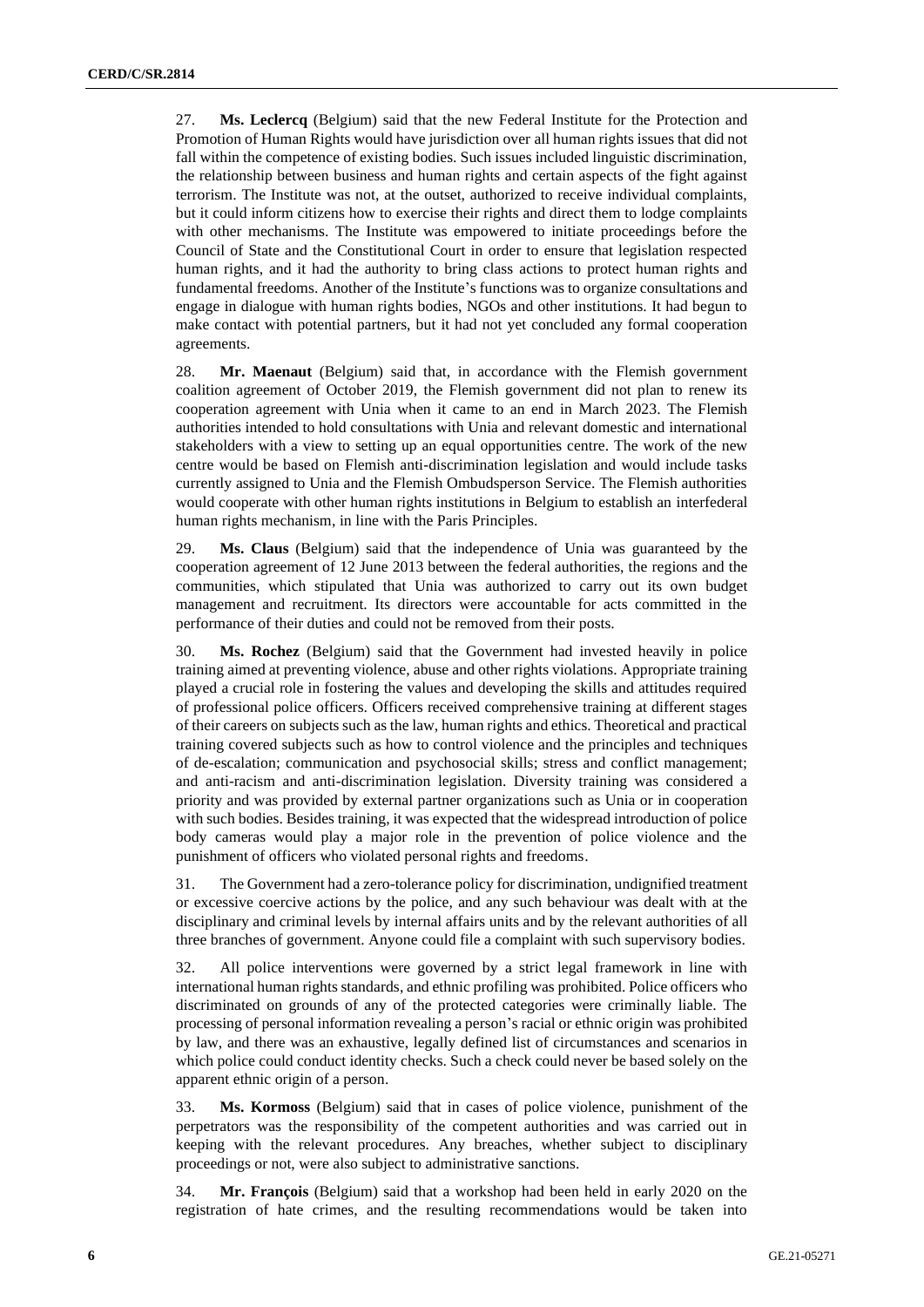27. **Ms. Leclercq** (Belgium) said that the new Federal Institute for the Protection and Promotion of Human Rights would have jurisdiction over all human rights issues that did not fall within the competence of existing bodies. Such issues included linguistic discrimination, the relationship between business and human rights and certain aspects of the fight against terrorism. The Institute was not, at the outset, authorized to receive individual complaints, but it could inform citizens how to exercise their rights and direct them to lodge complaints with other mechanisms. The Institute was empowered to initiate proceedings before the Council of State and the Constitutional Court in order to ensure that legislation respected human rights, and it had the authority to bring class actions to protect human rights and fundamental freedoms. Another of the Institute's functions was to organize consultations and engage in dialogue with human rights bodies, NGOs and other institutions. It had begun to make contact with potential partners, but it had not yet concluded any formal cooperation agreements.

28. **Mr. Maenaut** (Belgium) said that, in accordance with the Flemish government coalition agreement of October 2019, the Flemish government did not plan to renew its cooperation agreement with Unia when it came to an end in March 2023. The Flemish authorities intended to hold consultations with Unia and relevant domestic and international stakeholders with a view to setting up an equal opportunities centre. The work of the new centre would be based on Flemish anti-discrimination legislation and would include tasks currently assigned to Unia and the Flemish Ombudsperson Service. The Flemish authorities would cooperate with other human rights institutions in Belgium to establish an interfederal human rights mechanism, in line with the Paris Principles.

29. **Ms. Claus** (Belgium) said that the independence of Unia was guaranteed by the cooperation agreement of 12 June 2013 between the federal authorities, the regions and the communities, which stipulated that Unia was authorized to carry out its own budget management and recruitment. Its directors were accountable for acts committed in the performance of their duties and could not be removed from their posts.

30. **Ms. Rochez** (Belgium) said that the Government had invested heavily in police training aimed at preventing violence, abuse and other rights violations. Appropriate training played a crucial role in fostering the values and developing the skills and attitudes required of professional police officers. Officers received comprehensive training at different stages of their careers on subjects such as the law, human rights and ethics. Theoretical and practical training covered subjects such as how to control violence and the principles and techniques of de-escalation; communication and psychosocial skills; stress and conflict management; and anti-racism and anti-discrimination legislation. Diversity training was considered a priority and was provided by external partner organizations such as Unia or in cooperation with such bodies. Besides training, it was expected that the widespread introduction of police body cameras would play a major role in the prevention of police violence and the punishment of officers who violated personal rights and freedoms.

31. The Government had a zero-tolerance policy for discrimination, undignified treatment or excessive coercive actions by the police, and any such behaviour was dealt with at the disciplinary and criminal levels by internal affairs units and by the relevant authorities of all three branches of government. Anyone could file a complaint with such supervisory bodies.

32. All police interventions were governed by a strict legal framework in line with international human rights standards, and ethnic profiling was prohibited. Police officers who discriminated on grounds of any of the protected categories were criminally liable. The processing of personal information revealing a person's racial or ethnic origin was prohibited by law, and there was an exhaustive, legally defined list of circumstances and scenarios in which police could conduct identity checks. Such a check could never be based solely on the apparent ethnic origin of a person.

33. **Ms. Kormoss** (Belgium) said that in cases of police violence, punishment of the perpetrators was the responsibility of the competent authorities and was carried out in keeping with the relevant procedures. Any breaches, whether subject to disciplinary proceedings or not, were also subject to administrative sanctions.

34. **Mr. François** (Belgium) said that a workshop had been held in early 2020 on the registration of hate crimes, and the resulting recommendations would be taken into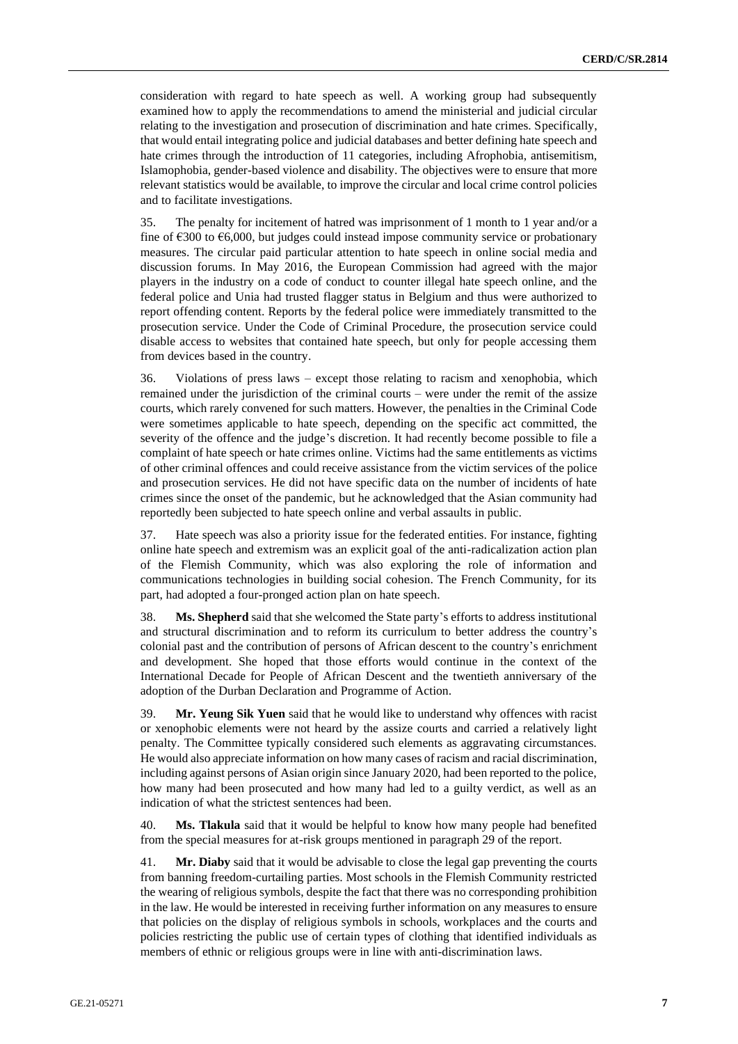consideration with regard to hate speech as well. A working group had subsequently examined how to apply the recommendations to amend the ministerial and judicial circular relating to the investigation and prosecution of discrimination and hate crimes. Specifically, that would entail integrating police and judicial databases and better defining hate speech and hate crimes through the introduction of 11 categories, including Afrophobia, antisemitism, Islamophobia, gender-based violence and disability. The objectives were to ensure that more relevant statistics would be available, to improve the circular and local crime control policies and to facilitate investigations.

35. The penalty for incitement of hatred was imprisonment of 1 month to 1 year and/or a fine of €300 to €6,000, but judges could instead impose community service or probationary measures. The circular paid particular attention to hate speech in online social media and discussion forums. In May 2016, the European Commission had agreed with the major players in the industry on a code of conduct to counter illegal hate speech online, and the federal police and Unia had trusted flagger status in Belgium and thus were authorized to report offending content. Reports by the federal police were immediately transmitted to the prosecution service. Under the Code of Criminal Procedure, the prosecution service could disable access to websites that contained hate speech, but only for people accessing them from devices based in the country.

36. Violations of press laws – except those relating to racism and xenophobia, which remained under the jurisdiction of the criminal courts – were under the remit of the assize courts, which rarely convened for such matters. However, the penalties in the Criminal Code were sometimes applicable to hate speech, depending on the specific act committed, the severity of the offence and the judge's discretion. It had recently become possible to file a complaint of hate speech or hate crimes online. Victims had the same entitlements as victims of other criminal offences and could receive assistance from the victim services of the police and prosecution services. He did not have specific data on the number of incidents of hate crimes since the onset of the pandemic, but he acknowledged that the Asian community had reportedly been subjected to hate speech online and verbal assaults in public.

37. Hate speech was also a priority issue for the federated entities. For instance, fighting online hate speech and extremism was an explicit goal of the anti-radicalization action plan of the Flemish Community, which was also exploring the role of information and communications technologies in building social cohesion. The French Community, for its part, had adopted a four-pronged action plan on hate speech.

38. **Ms. Shepherd** said that she welcomed the State party's efforts to address institutional and structural discrimination and to reform its curriculum to better address the country's colonial past and the contribution of persons of African descent to the country's enrichment and development. She hoped that those efforts would continue in the context of the International Decade for People of African Descent and the twentieth anniversary of the adoption of the Durban Declaration and Programme of Action.

39. **Mr. Yeung Sik Yuen** said that he would like to understand why offences with racist or xenophobic elements were not heard by the assize courts and carried a relatively light penalty. The Committee typically considered such elements as aggravating circumstances. He would also appreciate information on how many cases of racism and racial discrimination, including against persons of Asian origin since January 2020, had been reported to the police, how many had been prosecuted and how many had led to a guilty verdict, as well as an indication of what the strictest sentences had been.

40. **Ms. Tlakula** said that it would be helpful to know how many people had benefited from the special measures for at-risk groups mentioned in paragraph 29 of the report.

41. **Mr. Diaby** said that it would be advisable to close the legal gap preventing the courts from banning freedom-curtailing parties. Most schools in the Flemish Community restricted the wearing of religious symbols, despite the fact that there was no corresponding prohibition in the law. He would be interested in receiving further information on any measures to ensure that policies on the display of religious symbols in schools, workplaces and the courts and policies restricting the public use of certain types of clothing that identified individuals as members of ethnic or religious groups were in line with anti-discrimination laws.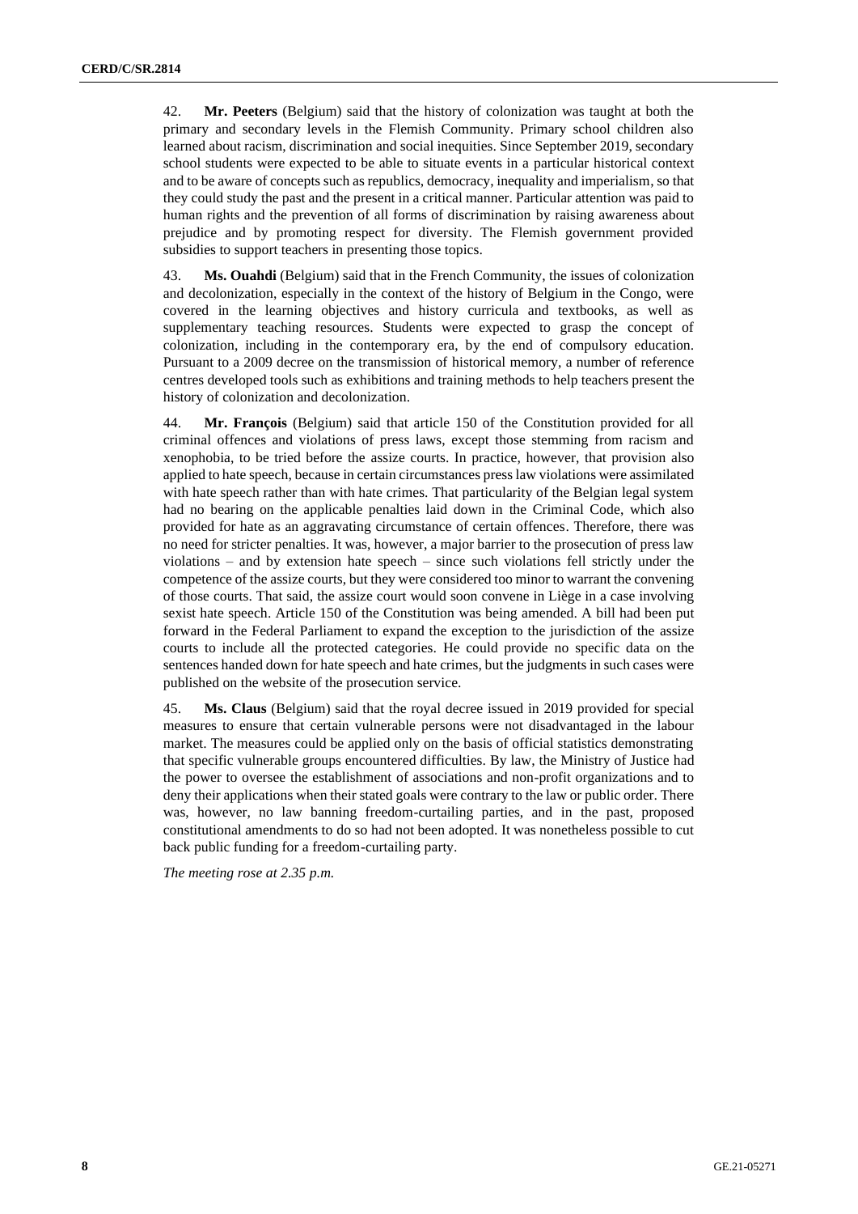42. **Mr. Peeters** (Belgium) said that the history of colonization was taught at both the primary and secondary levels in the Flemish Community. Primary school children also learned about racism, discrimination and social inequities. Since September 2019, secondary school students were expected to be able to situate events in a particular historical context and to be aware of concepts such as republics, democracy, inequality and imperialism, so that they could study the past and the present in a critical manner. Particular attention was paid to human rights and the prevention of all forms of discrimination by raising awareness about prejudice and by promoting respect for diversity. The Flemish government provided subsidies to support teachers in presenting those topics.

43. **Ms. Ouahdi** (Belgium) said that in the French Community, the issues of colonization and decolonization, especially in the context of the history of Belgium in the Congo, were covered in the learning objectives and history curricula and textbooks, as well as supplementary teaching resources. Students were expected to grasp the concept of colonization, including in the contemporary era, by the end of compulsory education. Pursuant to a 2009 decree on the transmission of historical memory, a number of reference centres developed tools such as exhibitions and training methods to help teachers present the history of colonization and decolonization.

44. **Mr. François** (Belgium) said that article 150 of the Constitution provided for all criminal offences and violations of press laws, except those stemming from racism and xenophobia, to be tried before the assize courts. In practice, however, that provision also applied to hate speech, because in certain circumstances press law violations were assimilated with hate speech rather than with hate crimes. That particularity of the Belgian legal system had no bearing on the applicable penalties laid down in the Criminal Code, which also provided for hate as an aggravating circumstance of certain offences. Therefore, there was no need for stricter penalties. It was, however, a major barrier to the prosecution of press law violations – and by extension hate speech – since such violations fell strictly under the competence of the assize courts, but they were considered too minor to warrant the convening of those courts. That said, the assize court would soon convene in Liège in a case involving sexist hate speech. Article 150 of the Constitution was being amended. A bill had been put forward in the Federal Parliament to expand the exception to the jurisdiction of the assize courts to include all the protected categories. He could provide no specific data on the sentences handed down for hate speech and hate crimes, but the judgments in such cases were published on the website of the prosecution service.

45. **Ms. Claus** (Belgium) said that the royal decree issued in 2019 provided for special measures to ensure that certain vulnerable persons were not disadvantaged in the labour market. The measures could be applied only on the basis of official statistics demonstrating that specific vulnerable groups encountered difficulties. By law, the Ministry of Justice had the power to oversee the establishment of associations and non-profit organizations and to deny their applications when their stated goals were contrary to the law or public order. There was, however, no law banning freedom-curtailing parties, and in the past, proposed constitutional amendments to do so had not been adopted. It was nonetheless possible to cut back public funding for a freedom-curtailing party.

*The meeting rose at 2.35 p.m.*